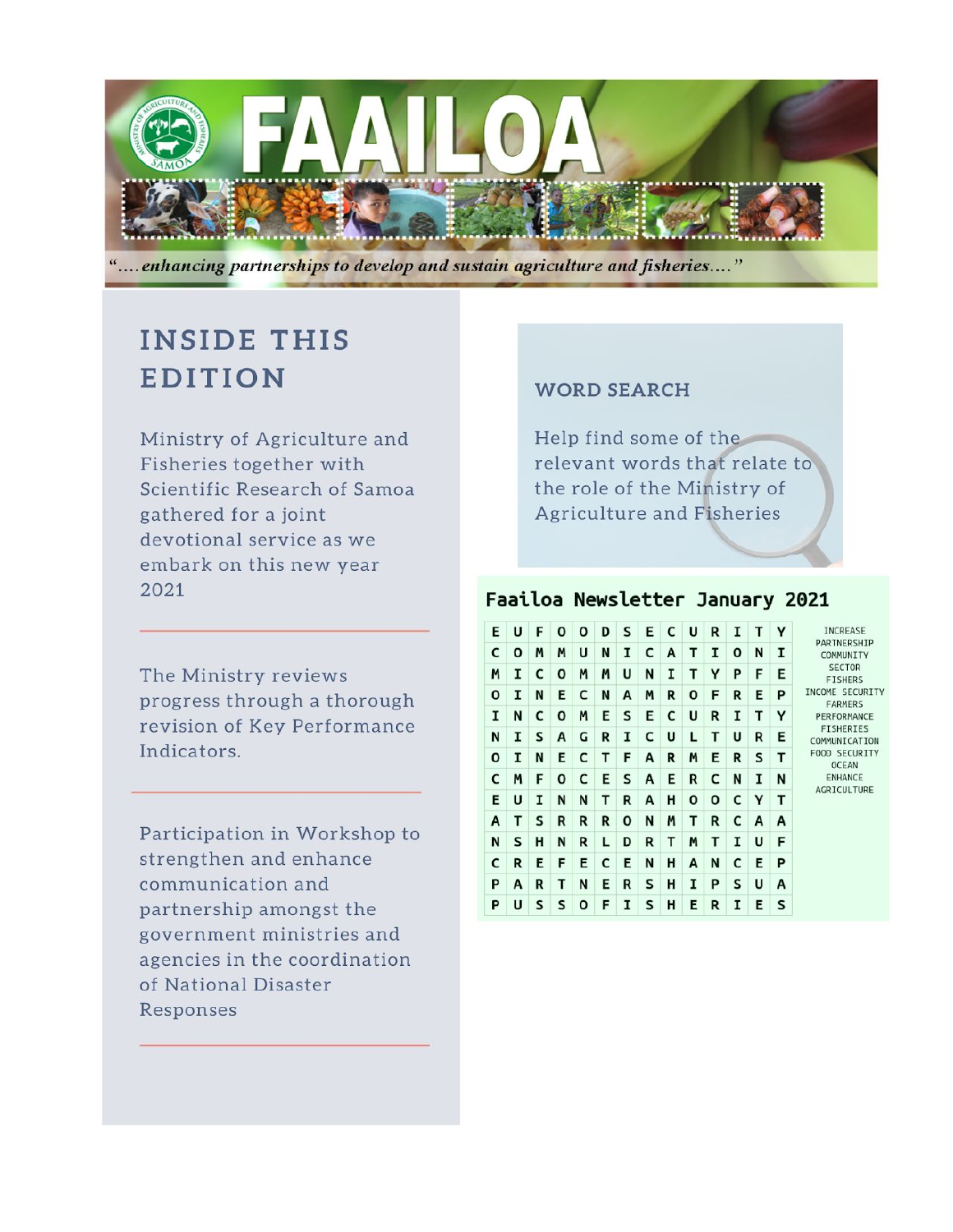# FAAILOA

*"....enhancing partnerships to develop and sustain agriculture and fisheries...."*

## INSIDE THIS EDITION

Ministry of Agriculture and Fisheries together with Scientific Research of Samoa gathered for a joint devotional service as we embark on this new year 2021

---

The Ministry reviews progress through a thorough revision of Key Performance Indicators.

---

Participation in Workshop to strengthen and enhance communication and partnership amongst the government ministries and agencies in the coordination of National Disaster Responses

---

## WORD SEARCH

Help find some of the relevant words that relate to the role of the Ministry of Agriculture and Fisheries

### Faailoa Newsletter January 2021

| | | | | | | | | | | | | | |
|---|---|---|---|---|---|---|---|---|---|---|---|---|---|
| E | U | F | O | O | D | S | E | C | U | R | I | T | Y |
| C | O | M | M | U | N | I | C | A | T | I | O | N | I |
| M | I | C | O | M | M | U | N | I | T | Y | P | F | E |
| O | I | N | E | C | N | A | M | R | O | F | R | E | P |
| I | N | C | O | M | E | S | E | C | U | R | I | T | Y |
| N | I | S | A | G | R | I | C | U | L | T | U | R | E |
| O | I | N | E | C | T | F | A | R | M | E | R | S | T |
| C | M | F | O | C | E | S | A | E | R | C | N | I | N |
| E | U | I | N | N | T | R | A | H | O | O | C | Y | T |
| A | T | S | R | R | R | O | N | M | T | R | C | A | A |
| N | S | H | N | R | L | D | R | T | M | T | I | U | F |
| C | R | E | F | E | C | E | N | H | A | N | C | E | P |
| P | A | R | T | N | E | R | S | H | I | P | S | U | A |
| P | U | S | S | O | F | I | S | H | E | R | I | E | S |

INCREASE
PARTNERSHIP
COMMUNITY
SECTOR
FISHERS
INCOME SECURITY
FARMERS
PERFORMANCE
FISHERIES
COMMUNICATION
FOOD SECURITY
OCEAN
ENHANCE
AGRICULTURE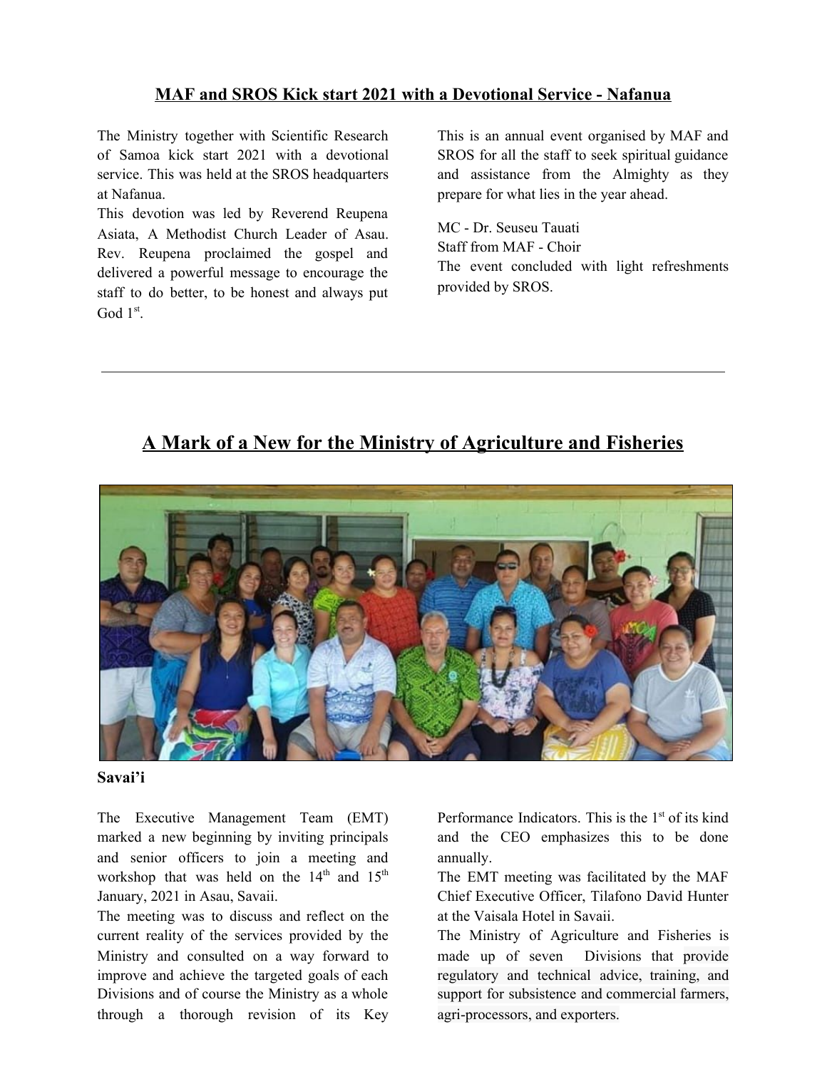## MAF and SROS Kick start 2021 with a Devotional Service - Nafanua

The Ministry together with Scientific Research of Samoa kick start 2021 with a devotional service. This was held at the SROS headquarters at Nafanua.

This devotion was led by Reverend Reupena Asiata, A Methodist Church Leader of Asau. Rev. Reupena proclaimed the gospel and delivered a powerful message to encourage the staff to do better, to be honest and always put God 1st.

This is an annual event organised by MAF and SROS for all the staff to seek spiritual guidance and assistance from the Almighty as they prepare for what lies in the year ahead.

MC - Dr. Seuseu Tauati
Staff from MAF - Choir
The event concluded with light refreshments provided by SROS.

---

## A Mark of a New for the Ministry of Agriculture and Fisheries

**Savai'i**

The Executive Management Team (EMT) marked a new beginning by inviting principals and senior officers to join a meeting and workshop that was held on the 14th and 15th January, 2021 in Asau, Savaii.

The meeting was to discuss and reflect on the current reality of the services provided by the Ministry and consulted on a way forward to improve and achieve the targeted goals of each Divisions and of course the Ministry as a whole through a thorough revision of its Key Performance Indicators. This is the 1st of its kind and the CEO emphasizes this to be done annually.

The EMT meeting was facilitated by the MAF Chief Executive Officer, Tilafono David Hunter at the Vaisala Hotel in Savaii.

The Ministry of Agriculture and Fisheries is made up of seven Divisions that provide regulatory and technical advice, training, and support for subsistence and commercial farmers, agri-processors, and exporters.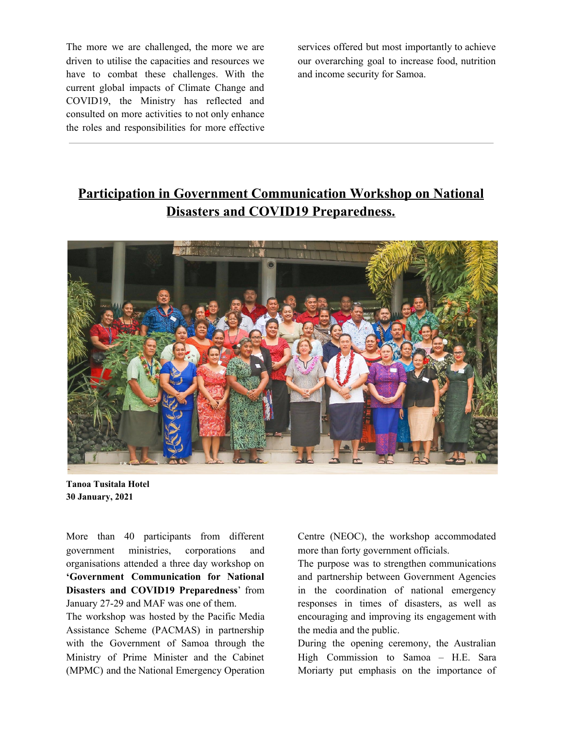The more we are challenged, the more we are driven to utilise the capacities and resources we have to combat these challenges. With the current global impacts of Climate Change and COVID19, the Ministry has reflected and consulted on more activities to not only enhance the roles and responsibilities for more effective services offered but most importantly to achieve our overarching goal to increase food, nutrition and income security for Samoa.

---

## Participation in Government Communication Workshop on National Disasters and COVID19 Preparedness.

**Tanoa Tusitala Hotel**
**30 January, 2021**

More than 40 participants from different government ministries, corporations and organisations attended a three day workshop on **'Government Communication for National Disasters and COVID19 Preparedness**' from January 27-29 and MAF was one of them.

The workshop was hosted by the Pacific Media Assistance Scheme (PACMAS) in partnership with the Government of Samoa through the Ministry of Prime Minister and the Cabinet (MPMC) and the National Emergency Operation Centre (NEOC), the workshop accommodated more than forty government officials.

The purpose was to strengthen communications and partnership between Government Agencies in the coordination of national emergency responses in times of disasters, as well as encouraging and improving its engagement with the media and the public.

During the opening ceremony, the Australian High Commission to Samoa – H.E. Sara Moriarty put emphasis on the importance of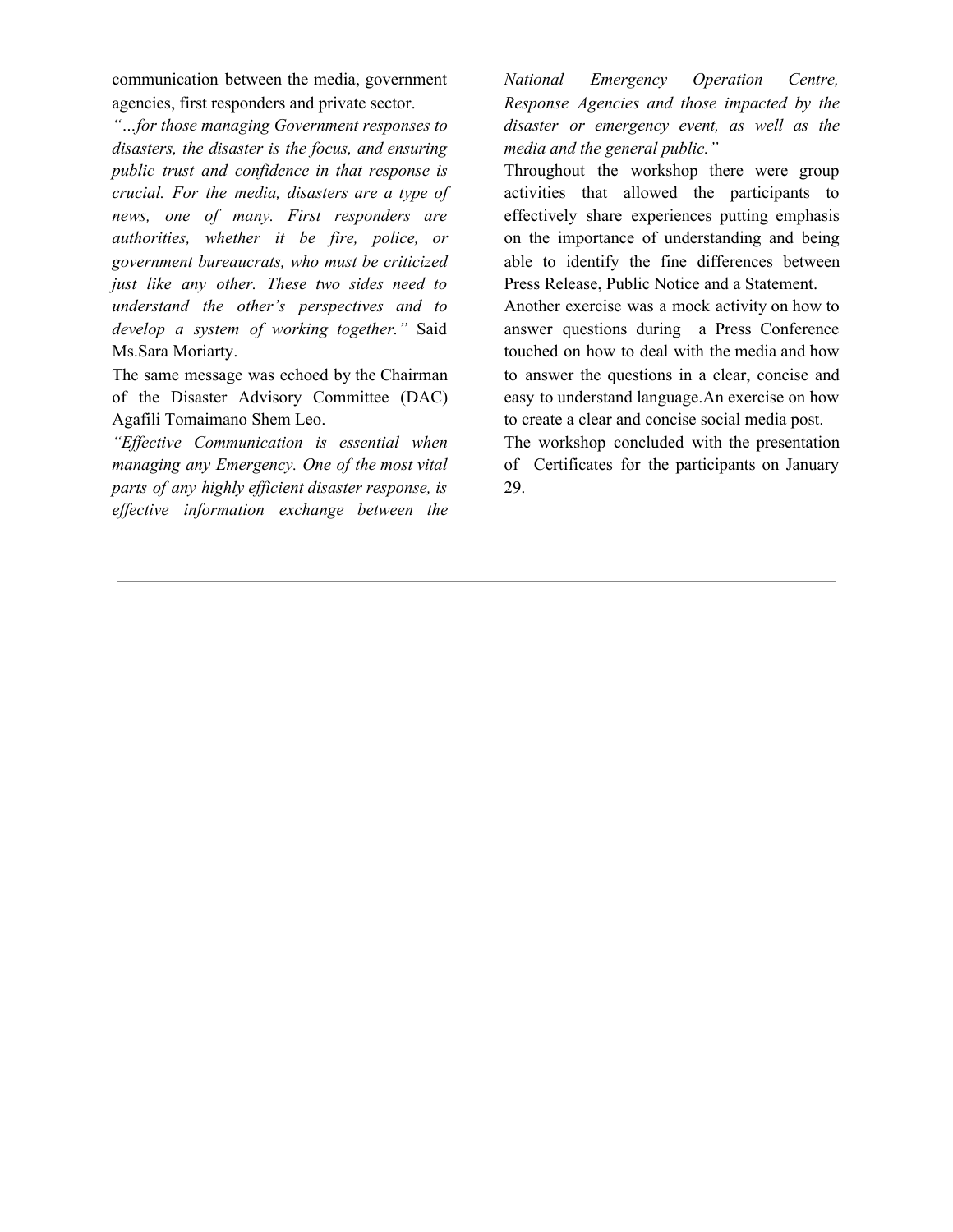communication between the media, government agencies, first responders and private sector.

*"…for those managing Government responses to disasters, the disaster is the focus, and ensuring public trust and confidence in that response is crucial. For the media, disasters are a type of news, one of many. First responders are authorities, whether it be fire, police, or government bureaucrats, who must be criticized just like any other. These two sides need to understand the other's perspectives and to develop a system of working together."* Said Ms.Sara Moriarty.

The same message was echoed by the Chairman of the Disaster Advisory Committee (DAC) Agafili Tomaimano Shem Leo.

*"Effective Communication is essential when managing any Emergency. One of the most vital parts of any highly efficient disaster response, is effective information exchange between the National Emergency Operation Centre, Response Agencies and those impacted by the disaster or emergency event, as well as the media and the general public."*

Throughout the workshop there were group activities that allowed the participants to effectively share experiences putting emphasis on the importance of understanding and being able to identify the fine differences between Press Release, Public Notice and a Statement.

Another exercise was a mock activity on how to answer questions during a Press Conference touched on how to deal with the media and how to answer the questions in a clear, concise and easy to understand language.An exercise on how to create a clear and concise social media post.

The workshop concluded with the presentation of Certificates for the participants on January 29.